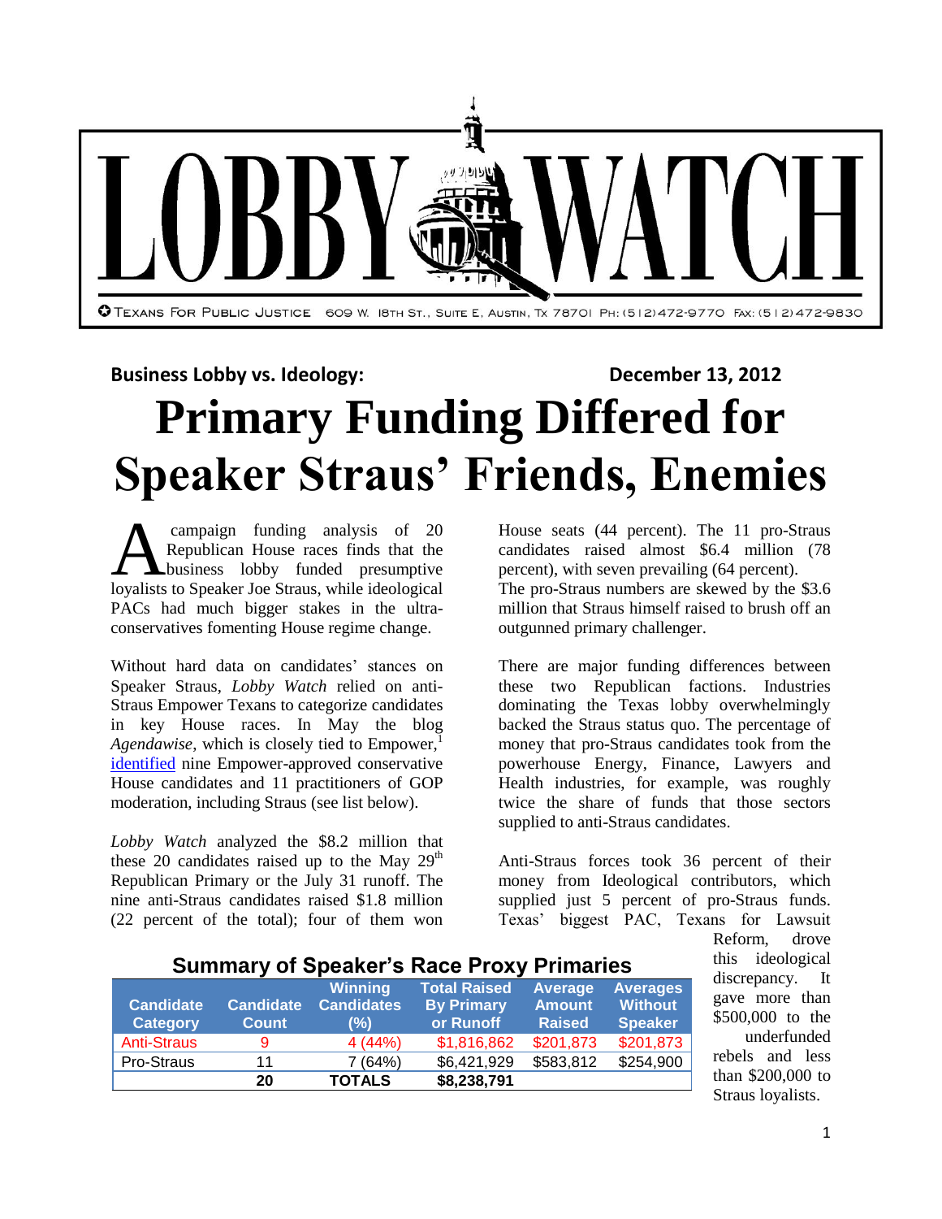LOBBY WATCH

Texans For Public Justice 609 W. 18th St., Suite E, Austin, Tx 78701 Ph: (512)472-9770 Fax: (512)472-9830

**Business Lobby vs. Ideology:** **December 13, 2012**

# Primary Funding Differed for Speaker Straus' Friends, Enemies

A campaign funding analysis of 20 Republican House races finds that the business lobby funded presumptive loyalists to Speaker Joe Straus, while ideological PACs had much bigger stakes in the ultra-conservatives fomenting House regime change.

Without hard data on candidates' stances on Speaker Straus, *Lobby Watch* relied on anti-Straus Empower Texans to categorize candidates in key House races. In May the blog *Agendawise*, which is closely tied to Empower,[1] identified nine Empower-approved conservative House candidates and 11 practitioners of GOP moderation, including Straus (see list below).

*Lobby Watch* analyzed the $8.2 million that these 20 candidates raised up to the May 29th Republican Primary or the July 31 runoff. The nine anti-Straus candidates raised $1.8 million (22 percent of the total); four of them won House seats (44 percent). The 11 pro-Straus candidates raised almost $6.4 million (78 percent), with seven prevailing (64 percent). The pro-Straus numbers are skewed by the $3.6 million that Straus himself raised to brush off an outgunned primary challenger.

There are major funding differences between these two Republican factions. Industries dominating the Texas lobby overwhelmingly backed the Straus status quo. The percentage of money that pro-Straus candidates took from the powerhouse Energy, Finance, Lawyers and Health industries, for example, was roughly twice the share of funds that those sectors supplied to anti-Straus candidates.

Anti-Straus forces took 36 percent of their money from Ideological contributors, which supplied just 5 percent of pro-Straus funds. Texas' biggest PAC, Texans for Lawsuit Reform, drove this ideological discrepancy. It gave more than $500,000 to the underfunded rebels and less than $200,000 to Straus loyalists.

**Summary of Speaker's Race Proxy Primaries**

| Candidate Category | Candidate Count | Winning Candidates (%) | Total Raised By Primary or Runoff | Average Amount Raised | Averages Without Speaker |
|---|---|---|---|---|---|
| Anti-Straus | 9 | 4 (44%) | $1,816,862 | $201,873 | $201,873 |
| Pro-Straus | 11 | 7 (64%) | $6,421,929 | $583,812 | $254,900 |
| | **20** | **TOTALS** | **$8,238,791** | | |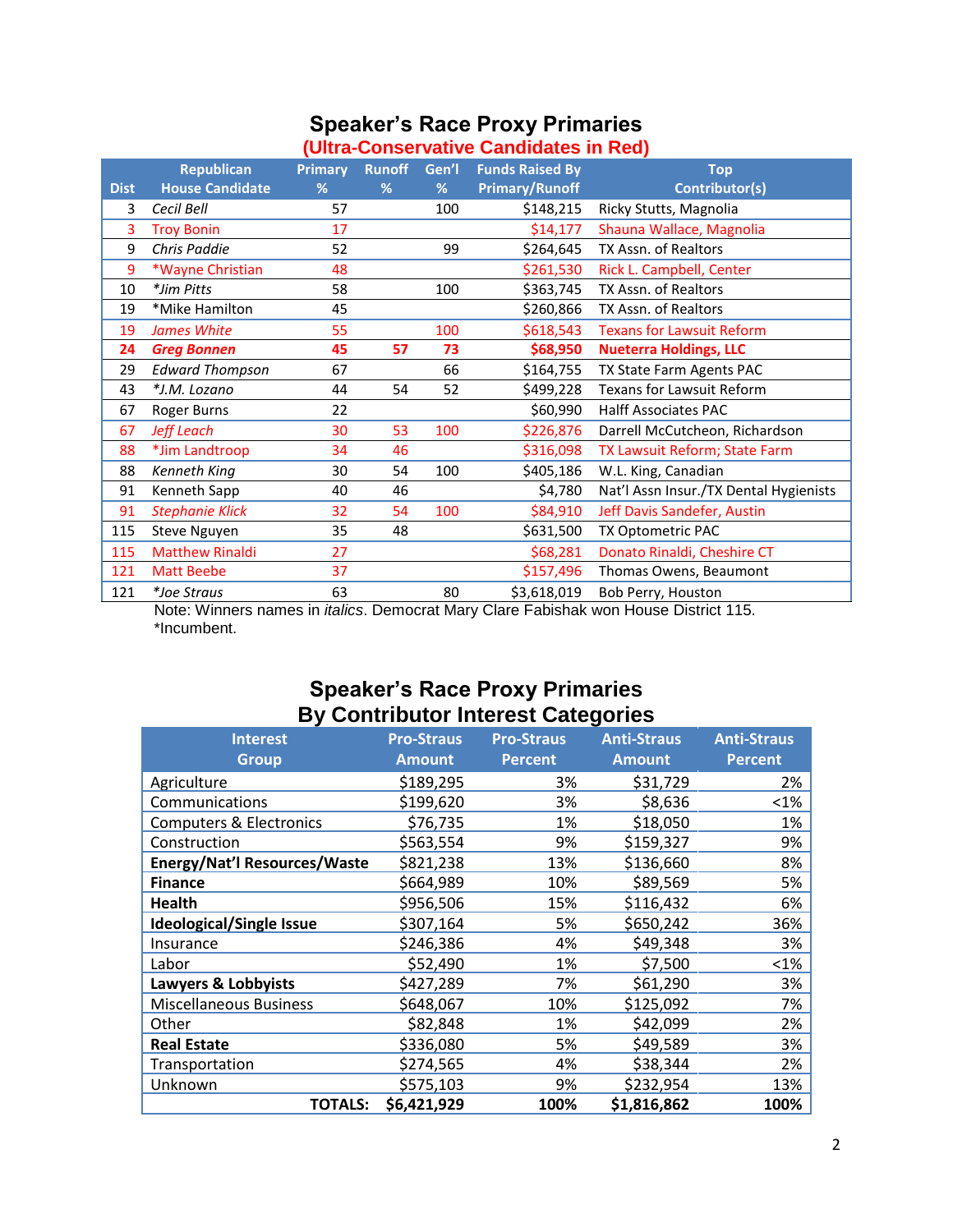## Speaker's Race Proxy Primaries

**(Ultra-Conservative Candidates in Red)**

| Dist | Republican House Candidate | Primary % | Runoff % | Gen'l % | Funds Raised By Primary/Runoff | Top Contributor(s) |
|---|---|---|---|---|---|---|
| 3 | *Cecil Bell* | 57 | | 100 | $148,215 | Ricky Stutts, Magnolia |
| 3 | Troy Bonin | 17 | | | $14,177 | Shauna Wallace, Magnolia |
| 9 | *Chris Paddie* | 52 | | 99 | $264,645 | TX Assn. of Realtors |
| 9 | *Wayne Christian | 48 | | | $261,530 | Rick L. Campbell, Center |
| 10 | *\*Jim Pitts* | 58 | | 100 | $363,745 | TX Assn. of Realtors |
| 19 | *Mike Hamilton | 45 | | | $260,866 | TX Assn. of Realtors |
| 19 | *James White* | 55 | | 100 | $618,543 | Texans for Lawsuit Reform |
| **24** | ***Greg Bonnen*** | **45** | **57** | **73** | **$68,950** | **Nueterra Holdings, LLC** |
| 29 | *Edward Thompson* | 67 | | 66 | $164,755 | TX State Farm Agents PAC |
| 43 | *\*J.M. Lozano* | 44 | 54 | 52 | $499,228 | Texans for Lawsuit Reform |
| 67 | Roger Burns | 22 | | | $60,990 | Halff Associates PAC |
| 67 | *Jeff Leach* | 30 | 53 | 100 | $226,876 | Darrell McCutcheon, Richardson |
| 88 | *Jim Landtroop | 34 | 46 | | $316,098 | TX Lawsuit Reform; State Farm |
| 88 | *Kenneth King* | 30 | 54 | 100 | $405,186 | W.L. King, Canadian |
| 91 | Kenneth Sapp | 40 | 46 | | $4,780 | Nat'l Assn Insur./TX Dental Hygienists |
| 91 | *Stephanie Klick* | 32 | 54 | 100 | $84,910 | Jeff Davis Sandefer, Austin |
| 115 | Steve Nguyen | 35 | 48 | | $631,500 | TX Optometric PAC |
| 115 | Matthew Rinaldi | 27 | | | $68,281 | Donato Rinaldi, Cheshire CT |
| 121 | Matt Beebe | 37 | | | $157,496 | Thomas Owens, Beaumont |
| 121 | *\*Joe Straus* | 63 | | 80 | $3,618,019 | Bob Perry, Houston |

Note: Winners names in *italics*. Democrat Mary Clare Fabishak won House District 115.
*Incumbent.

## Speaker's Race Proxy Primaries By Contributor Interest Categories

| Interest Group | Pro-Straus Amount | Pro-Straus Percent | Anti-Straus Amount | Anti-Straus Percent |
|---|---|---|---|---|
| Agriculture | $189,295 | 3% | $31,729 | 2% |
| Communications | $199,620 | 3% | $8,636 | <1% |
| Computers & Electronics | $76,735 | 1% | $18,050 | 1% |
| Construction | $563,554 | 9% | $159,327 | 9% |
| **Energy/Nat'l Resources/Waste** | $821,238 | 13% | $136,660 | 8% |
| **Finance** | $664,989 | 10% | $89,569 | 5% |
| **Health** | $956,506 | 15% | $116,432 | 6% |
| **Ideological/Single Issue** | $307,164 | 5% | $650,242 | 36% |
| Insurance | $246,386 | 4% | $49,348 | 3% |
| Labor | $52,490 | 1% | $7,500 | <1% |
| **Lawyers & Lobbyists** | $427,289 | 7% | $61,290 | 3% |
| Miscellaneous Business | $648,067 | 10% | $125,092 | 7% |
| Other | $82,848 | 1% | $42,099 | 2% |
| **Real Estate** | $336,080 | 5% | $49,589 | 3% |
| Transportation | $274,565 | 4% | $38,344 | 2% |
| Unknown | $575,103 | 9% | $232,954 | 13% |
| **TOTALS:** | **$6,421,929** | **100%** | **$1,816,862** | **100%** |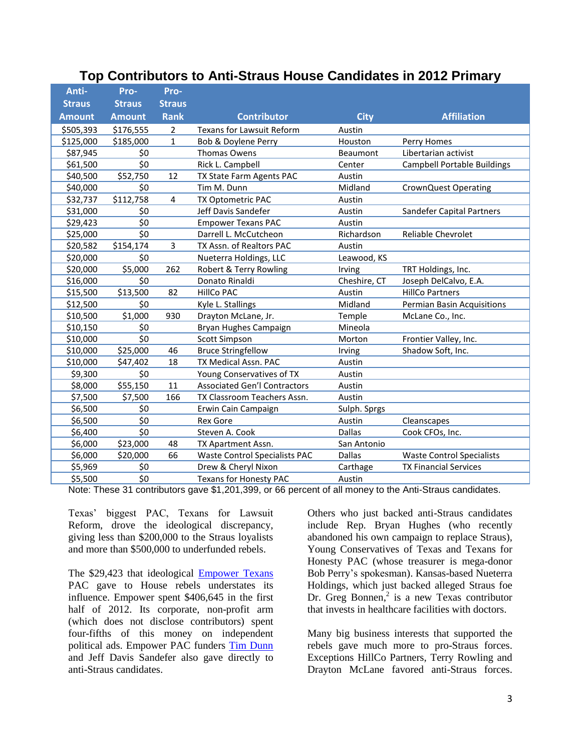## Top Contributors to Anti-Straus House Candidates in 2012 Primary

| Anti-Straus Amount | Pro-Straus Amount | Pro-Straus Rank | Contributor | City | Affiliation |
|---|---|---|---|---|---|
| $505,393 | $176,555 | 2 | Texans for Lawsuit Reform | Austin | |
| $125,000 | $185,000 | 1 | Bob & Doylene Perry | Houston | Perry Homes |
| $87,945 | $0 | | Thomas Owens | Beaumont | Libertarian activist |
| $61,500 | $0 | | Rick L. Campbell | Center | Campbell Portable Buildings |
| $40,500 | $52,750 | 12 | TX State Farm Agents PAC | Austin | |
| $40,000 | $0 | | Tim M. Dunn | Midland | CrownQuest Operating |
| $32,737 | $112,758 | 4 | TX Optometric PAC | Austin | |
| $31,000 | $0 | | Jeff Davis Sandefer | Austin | Sandefer Capital Partners |
| $29,423 | $0 | | Empower Texans PAC | Austin | |
| $25,000 | $0 | | Darrell L. McCutcheon | Richardson | Reliable Chevrolet |
| $20,582 | $154,174 | 3 | TX Assn. of Realtors PAC | Austin | |
| $20,000 | $0 | | Nueterra Holdings, LLC | Leawood, KS | |
| $20,000 | $5,000 | 262 | Robert & Terry Rowling | Irving | TRT Holdings, Inc. |
| $16,000 | $0 | | Donato Rinaldi | Cheshire, CT | Joseph DelCalvo, E.A. |
| $15,500 | $13,500 | 82 | HillCo PAC | Austin | HillCo Partners |
| $12,500 | $0 | | Kyle L. Stallings | Midland | Permian Basin Acquisitions |
| $10,500 | $1,000 | 930 | Drayton McLane, Jr. | Temple | McLane Co., Inc. |
| $10,150 | $0 | | Bryan Hughes Campaign | Mineola | |
| $10,000 | $0 | | Scott Simpson | Morton | Frontier Valley, Inc. |
| $10,000 | $25,000 | 46 | Bruce Stringfellow | Irving | Shadow Soft, Inc. |
| $10,000 | $47,402 | 18 | TX Medical Assn. PAC | Austin | |
| $9,300 | $0 | | Young Conservatives of TX | Austin | |
| $8,000 | $55,150 | 11 | Associated Gen'l Contractors | Austin | |
| $7,500 | $7,500 | 166 | TX Classroom Teachers Assn. | Austin | |
| $6,500 | $0 | | Erwin Cain Campaign | Sulph. Sprgs | |
| $6,500 | $0 | | Rex Gore | Austin | Cleanscapes |
| $6,400 | $0 | | Steven A. Cook | Dallas | Cook CFOs, Inc. |
| $6,000 | $23,000 | 48 | TX Apartment Assn. | San Antonio | |
| $6,000 | $20,000 | 66 | Waste Control Specialists PAC | Dallas | Waste Control Specialists |
| $5,969 | $0 | | Drew & Cheryl Nixon | Carthage | TX Financial Services |
| $5,500 | $0 | | Texans for Honesty PAC | Austin | |

Note: These 31 contributors gave $1,201,399, or 66 percent of all money to the Anti-Straus candidates.

Texas' biggest PAC, Texans for Lawsuit Reform, drove the ideological discrepancy, giving less than $200,000 to the Straus loyalists and more than $500,000 to underfunded rebels.

The $29,423 that ideological Empower Texans PAC gave to House rebels understates its influence. Empower spent $406,645 in the first half of 2012. Its corporate, non-profit arm (which does not disclose contributors) spent four-fifths of this money on independent political ads. Empower PAC funders Tim Dunn and Jeff Davis Sandefer also gave directly to anti-Straus candidates.

Others who just backed anti-Straus candidates include Rep. Bryan Hughes (who recently abandoned his own campaign to replace Straus), Young Conservatives of Texas and Texans for Honesty PAC (whose treasurer is mega-donor Bob Perry's spokesman). Kansas-based Nueterra Holdings, which just backed alleged Straus foe Dr. Greg Bonnen,[2] is a new Texas contributor that invests in healthcare facilities with doctors.

Many big business interests that supported the rebels gave much more to pro-Straus forces. Exceptions HillCo Partners, Terry Rowling and Drayton McLane favored anti-Straus forces.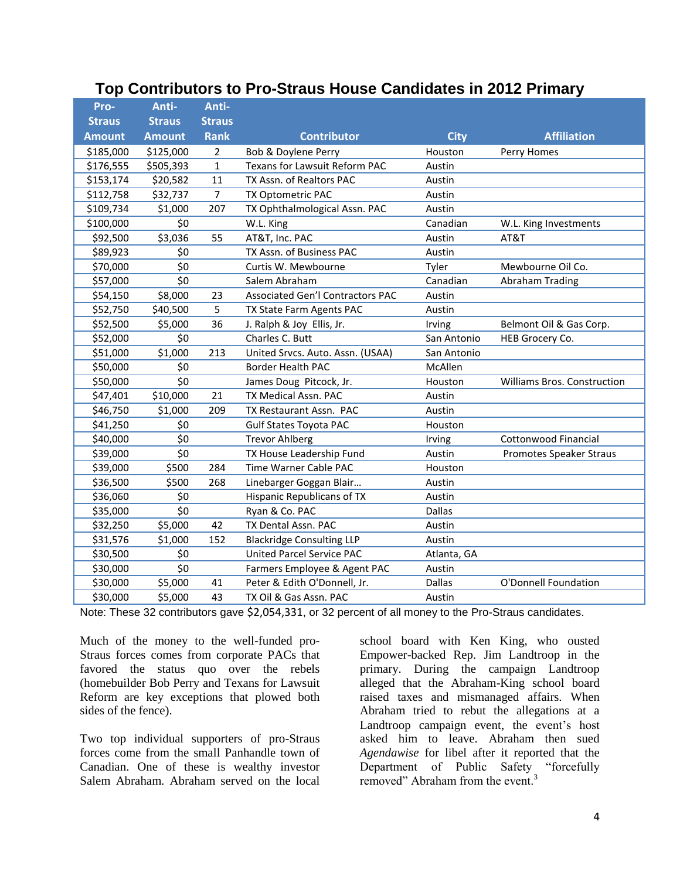## Top Contributors to Pro-Straus House Candidates in 2012 Primary

| Pro-Straus Amount | Anti-Straus Amount | Anti-Straus Rank | Contributor | City | Affiliation |
|---|---|---|---|---|---|
| $185,000 | $125,000 | 2 | Bob & Doylene Perry | Houston | Perry Homes |
| $176,555 | $505,393 | 1 | Texans for Lawsuit Reform PAC | Austin | |
| $153,174 | $20,582 | 11 | TX Assn. of Realtors PAC | Austin | |
| $112,758 | $32,737 | 7 | TX Optometric PAC | Austin | |
| $109,734 | $1,000 | 207 | TX Ophthalmological Assn. PAC | Austin | |
| $100,000 | $0 | | W.L. King | Canadian | W.L. King Investments |
| $92,500 | $3,036 | 55 | AT&T, Inc. PAC | Austin | AT&T |
| $89,923 | $0 | | TX Assn. of Business PAC | Austin | |
| $70,000 | $0 | | Curtis W. Mewbourne | Tyler | Mewbourne Oil Co. |
| $57,000 | $0 | | Salem Abraham | Canadian | Abraham Trading |
| $54,150 | $8,000 | 23 | Associated Gen'l Contractors PAC | Austin | |
| $52,750 | $40,500 | 5 | TX State Farm Agents PAC | Austin | |
| $52,500 | $5,000 | 36 | J. Ralph & Joy Ellis, Jr. | Irving | Belmont Oil & Gas Corp. |
| $52,000 | $0 | | Charles C. Butt | San Antonio | HEB Grocery Co. |
| $51,000 | $1,000 | 213 | United Srvcs. Auto. Assn. (USAA) | San Antonio | |
| $50,000 | $0 | | Border Health PAC | McAllen | |
| $50,000 | $0 | | James Doug Pitcock, Jr. | Houston | Williams Bros. Construction |
| $47,401 | $10,000 | 21 | TX Medical Assn. PAC | Austin | |
| $46,750 | $1,000 | 209 | TX Restaurant Assn. PAC | Austin | |
| $41,250 | $0 | | Gulf States Toyota PAC | Houston | |
| $40,000 | $0 | | Trevor Ahlberg | Irving | Cottonwood Financial |
| $39,000 | $0 | | TX House Leadership Fund | Austin | Promotes Speaker Straus |
| $39,000 | $500 | 284 | Time Warner Cable PAC | Houston | |
| $36,500 | $500 | 268 | Linebarger Goggan Blair… | Austin | |
| $36,060 | $0 | | Hispanic Republicans of TX | Austin | |
| $35,000 | $0 | | Ryan & Co. PAC | Dallas | |
| $32,250 | $5,000 | 42 | TX Dental Assn. PAC | Austin | |
| $31,576 | $1,000 | 152 | Blackridge Consulting LLP | Austin | |
| $30,500 | $0 | | United Parcel Service PAC | Atlanta, GA | |
| $30,000 | $0 | | Farmers Employee & Agent PAC | Austin | |
| $30,000 | $5,000 | 41 | Peter & Edith O'Donnell, Jr. | Dallas | O'Donnell Foundation |
| $30,000 | $5,000 | 43 | TX Oil & Gas Assn. PAC | Austin | |

Note: These 32 contributors gave $2,054,331, or 32 percent of all money to the Pro-Straus candidates.

Much of the money to the well-funded pro-Straus forces comes from corporate PACs that favored the status quo over the rebels (homebuilder Bob Perry and Texans for Lawsuit Reform are key exceptions that plowed both sides of the fence).

Two top individual supporters of pro-Straus forces come from the small Panhandle town of Canadian. One of these is wealthy investor Salem Abraham. Abraham served on the local school board with Ken King, who ousted Empower-backed Rep. Jim Landtroop in the primary. During the campaign Landtroop alleged that the Abraham-King school board raised taxes and mismanaged affairs. When Abraham tried to rebut the allegations at a Landtroop campaign event, the event's host asked him to leave. Abraham then sued *Agendawise* for libel after it reported that the Department of Public Safety "forcefully removed" Abraham from the event.[3]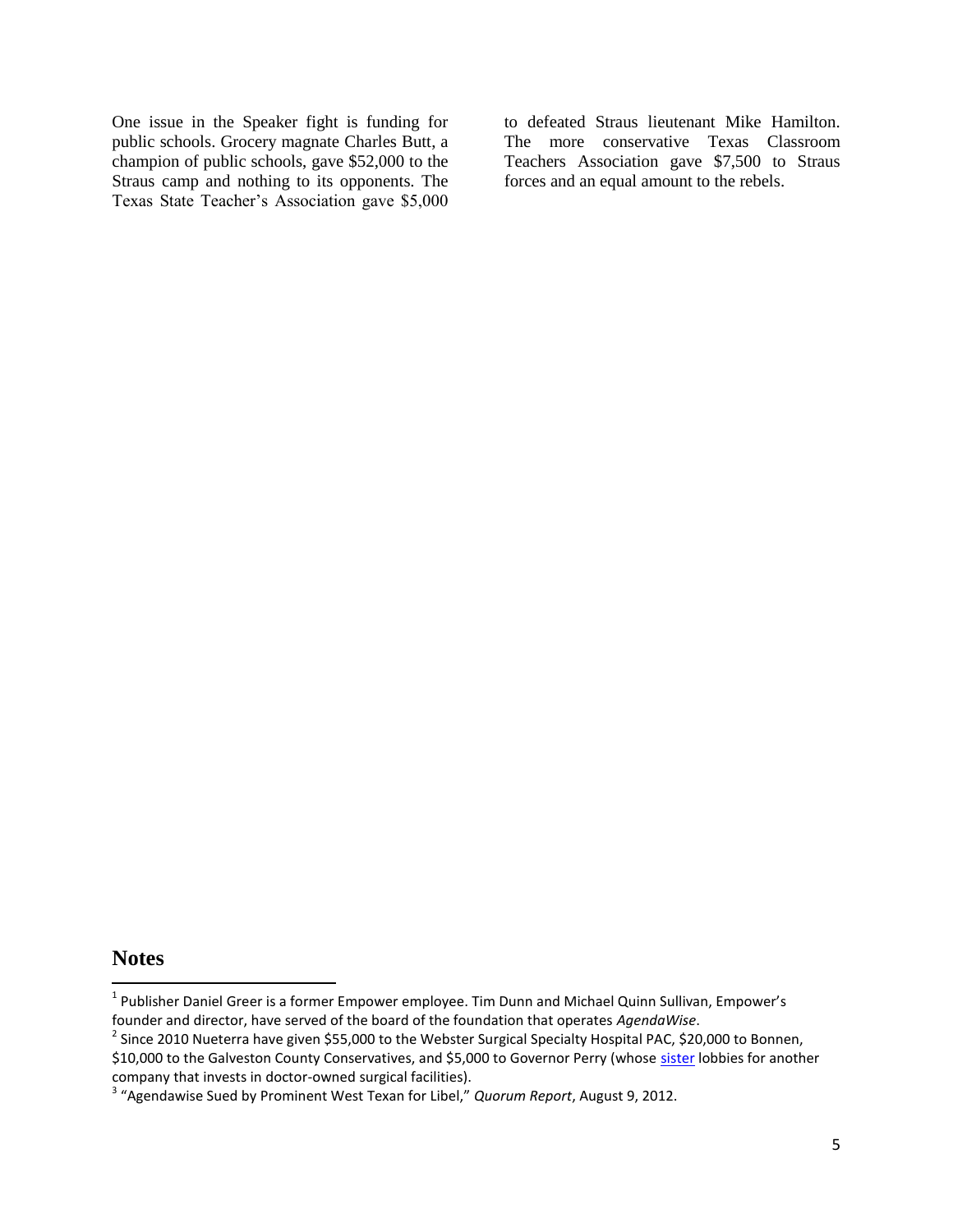One issue in the Speaker fight is funding for public schools. Grocery magnate Charles Butt, a champion of public schools, gave $52,000 to the Straus camp and nothing to its opponents. The Texas State Teacher's Association gave $5,000 to defeated Straus lieutenant Mike Hamilton. The more conservative Texas Classroom Teachers Association gave $7,500 to Straus forces and an equal amount to the rebels.

## Notes

[1] Publisher Daniel Greer is a former Empower employee. Tim Dunn and Michael Quinn Sullivan, Empower's founder and director, have served of the board of the foundation that operates *AgendaWise*.

[2] Since 2010 Nueterra have given $55,000 to the Webster Surgical Specialty Hospital PAC, $20,000 to Bonnen, $10,000 to the Galveston County Conservatives, and $5,000 to Governor Perry (whose sister lobbies for another company that invests in doctor-owned surgical facilities).

[3] "Agendawise Sued by Prominent West Texan for Libel," *Quorum Report*, August 9, 2012.